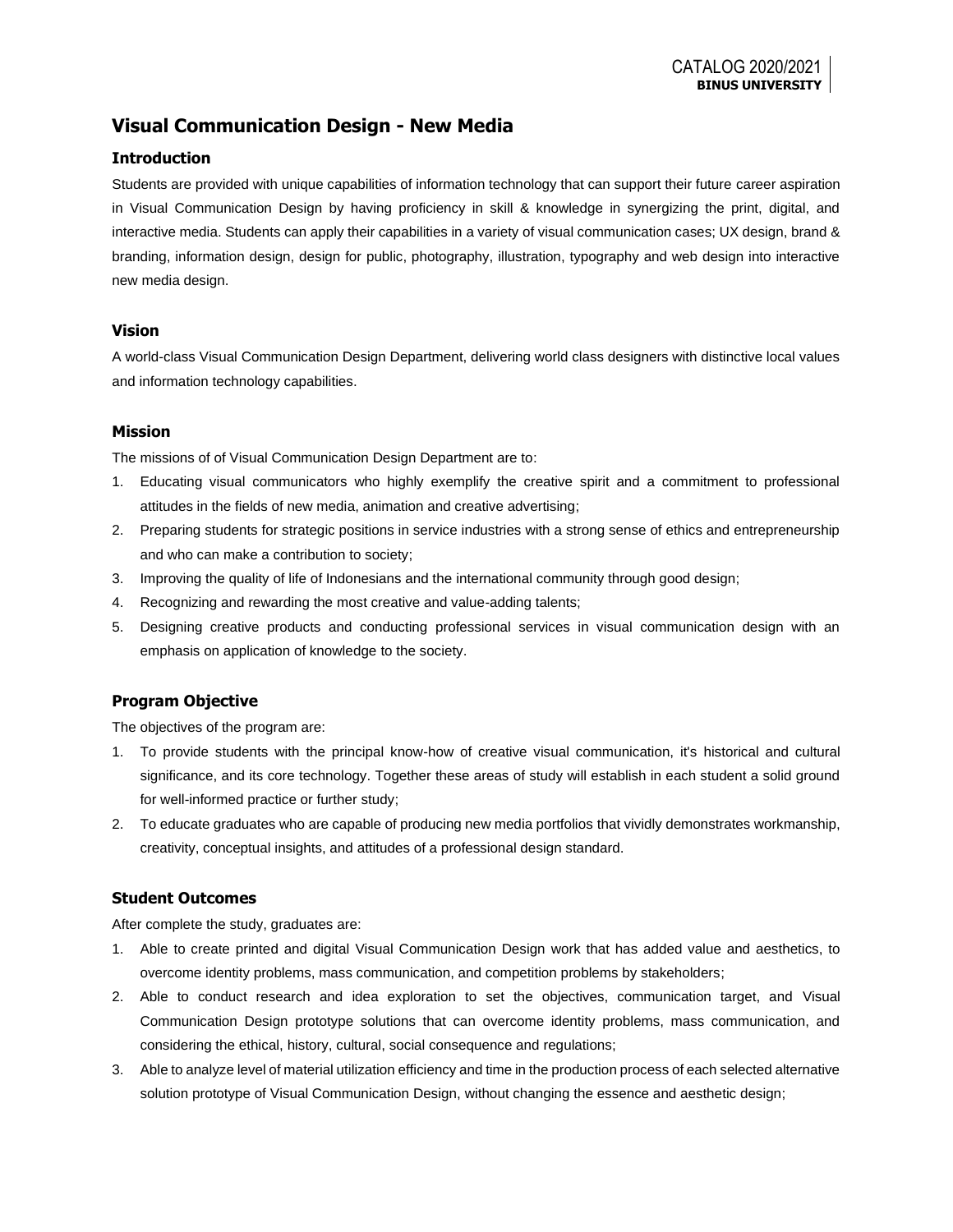# Visual Communication Design - New Media

## Introduction

Students are provided with unique capabilities of information technology that can support their future career aspiration in Visual Communication Design by having proficiency in skill & knowledge in synergizing the print, digital, and interactive media. Students can apply their capabilities in a variety of visual communication cases; UX design, brand & branding, information design, design for public, photography, illustration, typography and web design into interactive new media design.

## Vision

A world-class Visual Communication Design Department, delivering world class designers with distinctive local values and information technology capabilities.

## Mission

The missions of of Visual Communication Design Department are to:

1. Educating visual communicators who highly exemplify the creative spirit and a commitment to professional attitudes in the fields of new media, animation and creative advertising;
2. Preparing students for strategic positions in service industries with a strong sense of ethics and entrepreneurship and who can make a contribution to society;
3. Improving the quality of life of Indonesians and the international community through good design;
4. Recognizing and rewarding the most creative and value-adding talents;
5. Designing creative products and conducting professional services in visual communication design with an emphasis on application of knowledge to the society.

## Program Objective

The objectives of the program are:

1. To provide students with the principal know-how of creative visual communication, it's historical and cultural significance, and its core technology. Together these areas of study will establish in each student a solid ground for well-informed practice or further study;
2. To educate graduates who are capable of producing new media portfolios that vividly demonstrates workmanship, creativity, conceptual insights, and attitudes of a professional design standard.

## Student Outcomes

After complete the study, graduates are:

1. Able to create printed and digital Visual Communication Design work that has added value and aesthetics, to overcome identity problems, mass communication, and competition problems by stakeholders;
2. Able to conduct research and idea exploration to set the objectives, communication target, and Visual Communication Design prototype solutions that can overcome identity problems, mass communication, and considering the ethical, history, cultural, social consequence and regulations;
3. Able to analyze level of material utilization efficiency and time in the production process of each selected alternative solution prototype of Visual Communication Design, without changing the essence and aesthetic design;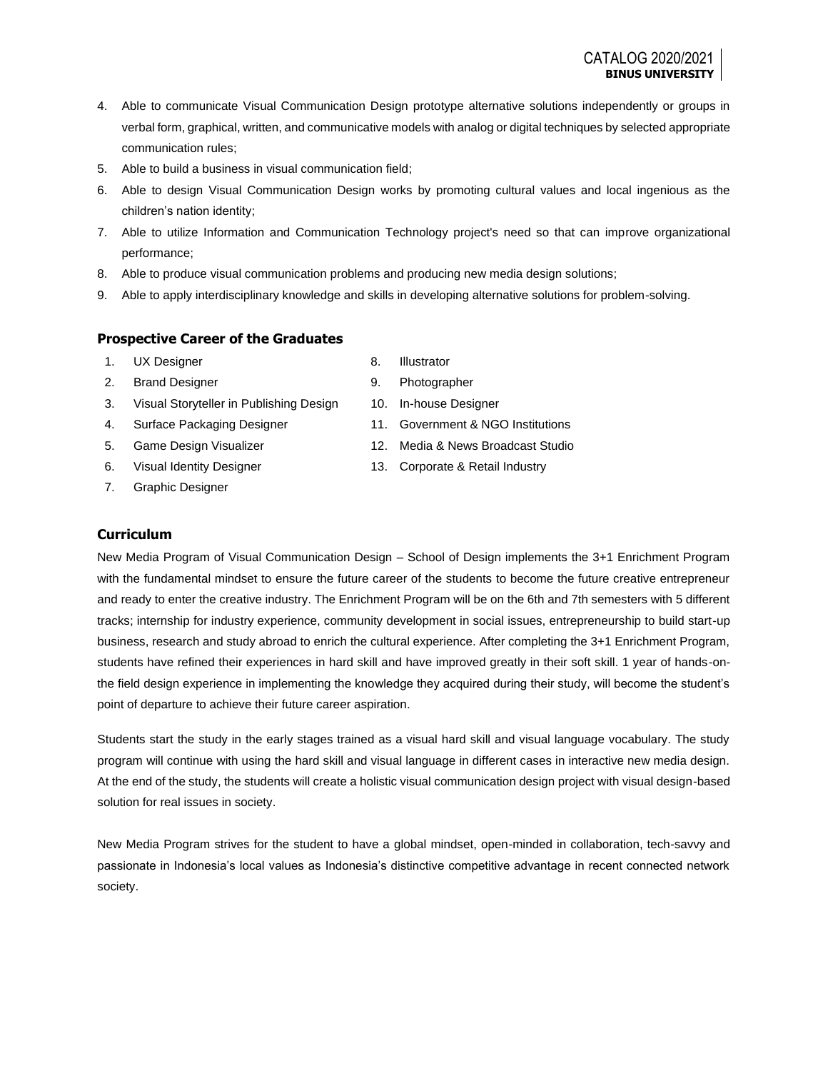4. Able to communicate Visual Communication Design prototype alternative solutions independently or groups in verbal form, graphical, written, and communicative models with analog or digital techniques by selected appropriate communication rules;
5. Able to build a business in visual communication field;
6. Able to design Visual Communication Design works by promoting cultural values and local ingenious as the children's nation identity;
7. Able to utilize Information and Communication Technology project's need so that can improve organizational performance;
8. Able to produce visual communication problems and producing new media design solutions;
9. Able to apply interdisciplinary knowledge and skills in developing alternative solutions for problem-solving.

### Prospective Career of the Graduates

1. UX Designer
2. Brand Designer
3. Visual Storyteller in Publishing Design
4. Surface Packaging Designer
5. Game Design Visualizer
6. Visual Identity Designer
7. Graphic Designer
8. Illustrator
9. Photographer
10. In-house Designer
11. Government & NGO Institutions
12. Media & News Broadcast Studio
13. Corporate & Retail Industry

### Curriculum

New Media Program of Visual Communication Design – School of Design implements the 3+1 Enrichment Program with the fundamental mindset to ensure the future career of the students to become the future creative entrepreneur and ready to enter the creative industry. The Enrichment Program will be on the 6th and 7th semesters with 5 different tracks; internship for industry experience, community development in social issues, entrepreneurship to build start-up business, research and study abroad to enrich the cultural experience. After completing the 3+1 Enrichment Program, students have refined their experiences in hard skill and have improved greatly in their soft skill. 1 year of hands-on-the field design experience in implementing the knowledge they acquired during their study, will become the student's point of departure to achieve their future career aspiration.

Students start the study in the early stages trained as a visual hard skill and visual language vocabulary. The study program will continue with using the hard skill and visual language in different cases in interactive new media design. At the end of the study, the students will create a holistic visual communication design project with visual design-based solution for real issues in society.

New Media Program strives for the student to have a global mindset, open-minded in collaboration, tech-savvy and passionate in Indonesia's local values as Indonesia's distinctive competitive advantage in recent connected network society.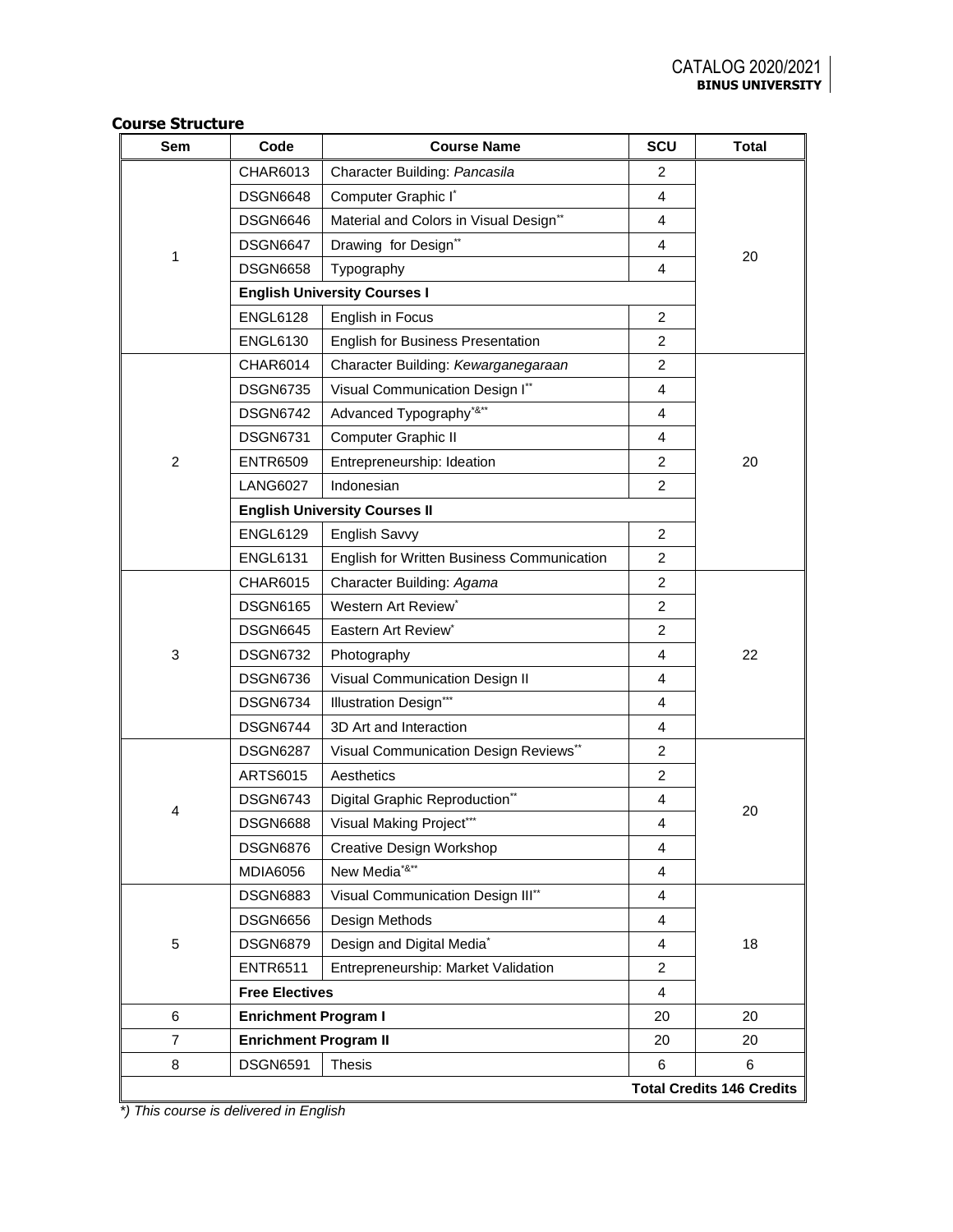## Course Structure

| Sem | Code | Course Name | SCU | Total |
|---|---|---|---|---|
| 1 | CHAR6013 | Character Building: *Pancasila* | 2 | 20 |
| | DSGN6648 | Computer Graphic I* | 4 | |
| | DSGN6646 | Material and Colors in Visual Design** | 4 | |
| | DSGN6647 | Drawing for Design** | 4 | |
| | DSGN6658 | Typography | 4 | |
| | **English University Courses I** | | | |
| | ENGL6128 | English in Focus | 2 | |
| | ENGL6130 | English for Business Presentation | 2 | |
| 2 | CHAR6014 | Character Building: *Kewarganegaraan* | 2 | 20 |
| | DSGN6735 | Visual Communication Design I** | 4 | |
| | DSGN6742 | Advanced Typography*&** | 4 | |
| | DSGN6731 | Computer Graphic II | 4 | |
| | ENTR6509 | Entrepreneurship: Ideation | 2 | |
| | LANG6027 | Indonesian | 2 | |
| | **English University Courses II** | | | |
| | ENGL6129 | English Savvy | 2 | |
| | ENGL6131 | English for Written Business Communication | 2 | |
| 3 | CHAR6015 | Character Building: *Agama* | 2 | 22 |
| | DSGN6165 | Western Art Review* | 2 | |
| | DSGN6645 | Eastern Art Review* | 2 | |
| | DSGN6732 | Photography | 4 | |
| | DSGN6736 | Visual Communication Design II | 4 | |
| | DSGN6734 | Illustration Design*** | 4 | |
| | DSGN6744 | 3D Art and Interaction | 4 | |
| 4 | DSGN6287 | Visual Communication Design Reviews** | 2 | 20 |
| | ARTS6015 | Aesthetics | 2 | |
| | DSGN6743 | Digital Graphic Reproduction** | 4 | |
| | DSGN6688 | Visual Making Project*** | 4 | |
| | DSGN6876 | Creative Design Workshop | 4 | |
| | MDIA6056 | New Media*&** | 4 | |
| 5 | DSGN6883 | Visual Communication Design III** | 4 | 18 |
| | DSGN6656 | Design Methods | 4 | |
| | DSGN6879 | Design and Digital Media* | 4 | |
| | ENTR6511 | Entrepreneurship: Market Validation | 2 | |
| | **Free Electives** | | 4 | |
| 6 | **Enrichment Program I** | | 20 | 20 |
| 7 | **Enrichment Program II** | | 20 | 20 |
| 8 | DSGN6591 | Thesis | 6 | 6 |
| | | | | **Total Credits 146 Credits** |

*\*) This course is delivered in English*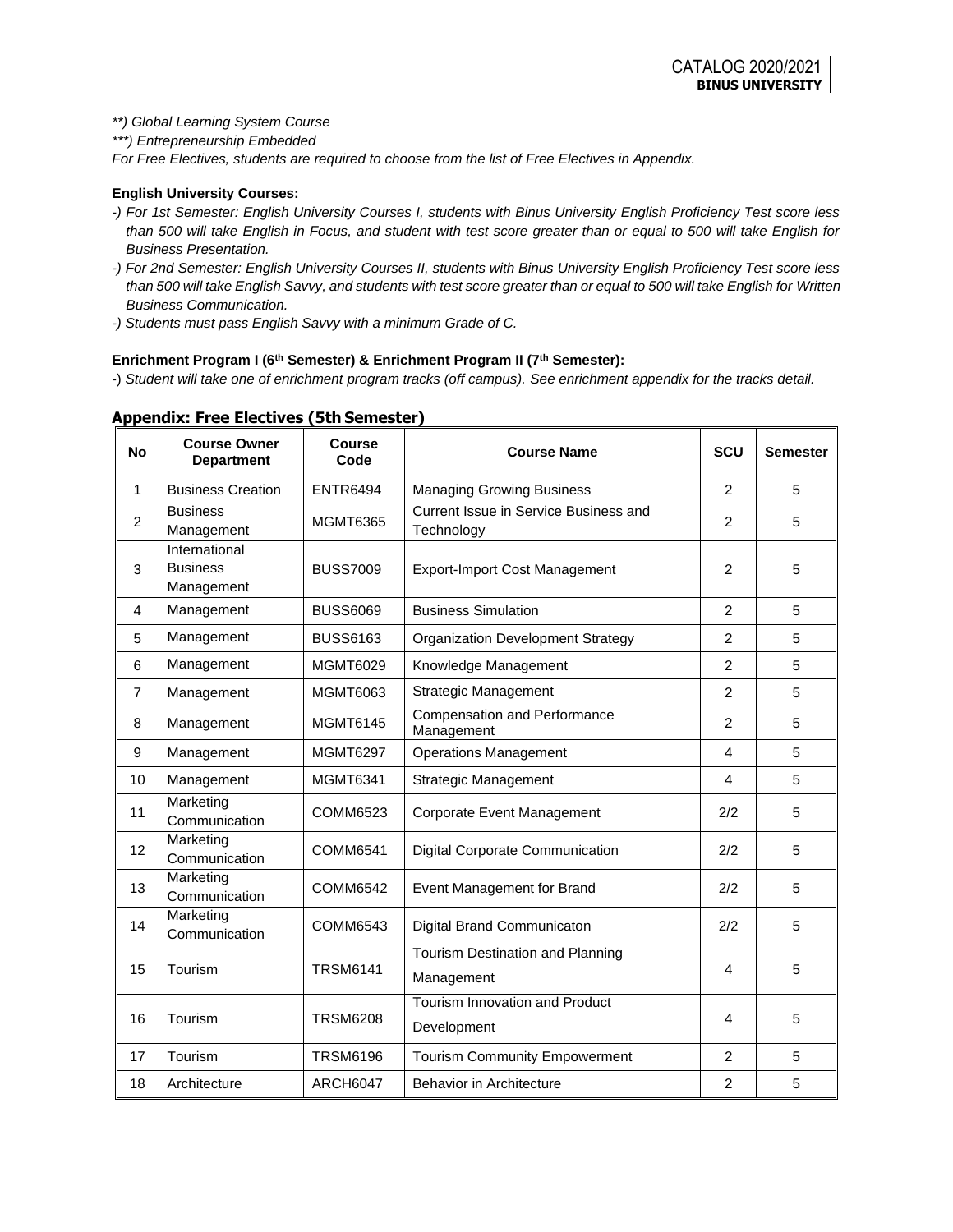*\*\*) Global Learning System Course*

*\*\*\*) Entrepreneurship Embedded*

*For Free Electives, students are required to choose from the list of Free Electives in Appendix.*

**English University Courses:**

- *-) For 1st Semester: English University Courses I, students with Binus University English Proficiency Test score less than 500 will take English in Focus, and student with test score greater than or equal to 500 will take English for Business Presentation.*
- *-) For 2nd Semester: English University Courses II, students with Binus University English Proficiency Test score less than 500 will take English Savvy, and students with test score greater than or equal to 500 will take English for Written Business Communication.*
- *-) Students must pass English Savvy with a minimum Grade of C.*

**Enrichment Program I (6th Semester) & Enrichment Program II (7th Semester):**

-) *Student will take one of enrichment program tracks (off campus). See enrichment appendix for the tracks detail.*

## Appendix: Free Electives (5th Semester)

| No | Course Owner Department | Course Code | Course Name | SCU | Semester |
|---|---|---|---|---|---|
| 1 | Business Creation | ENTR6494 | Managing Growing Business | 2 | 5 |
| 2 | Business Management | MGMT6365 | Current Issue in Service Business and Technology | 2 | 5 |
| 3 | International Business Management | BUSS7009 | Export-Import Cost Management | 2 | 5 |
| 4 | Management | BUSS6069 | Business Simulation | 2 | 5 |
| 5 | Management | BUSS6163 | Organization Development Strategy | 2 | 5 |
| 6 | Management | MGMT6029 | Knowledge Management | 2 | 5 |
| 7 | Management | MGMT6063 | Strategic Management | 2 | 5 |
| 8 | Management | MGMT6145 | Compensation and Performance Management | 2 | 5 |
| 9 | Management | MGMT6297 | Operations Management | 4 | 5 |
| 10 | Management | MGMT6341 | Strategic Management | 4 | 5 |
| 11 | Marketing Communication | COMM6523 | Corporate Event Management | 2/2 | 5 |
| 12 | Marketing Communication | COMM6541 | Digital Corporate Communication | 2/2 | 5 |
| 13 | Marketing Communication | COMM6542 | Event Management for Brand | 2/2 | 5 |
| 14 | Marketing Communication | COMM6543 | Digital Brand Communicaton | 2/2 | 5 |
| 15 | Tourism | TRSM6141 | Tourism Destination and Planning Management | 4 | 5 |
| 16 | Tourism | TRSM6208 | Tourism Innovation and Product Development | 4 | 5 |
| 17 | Tourism | TRSM6196 | Tourism Community Empowerment | 2 | 5 |
| 18 | Architecture | ARCH6047 | Behavior in Architecture | 2 | 5 |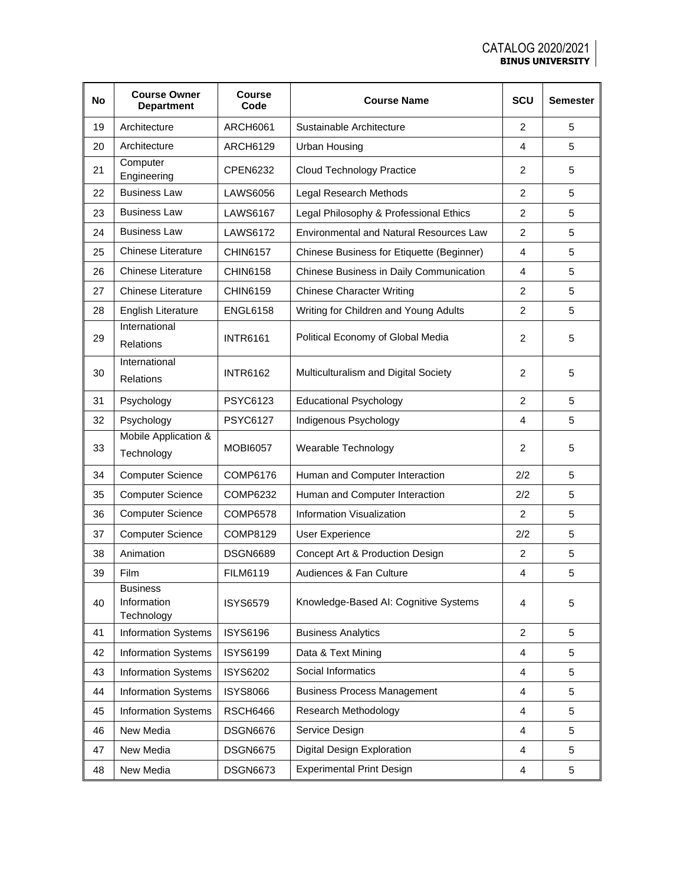| No | Course Owner Department | Course Code | Course Name | SCU | Semester |
|---|---|---|---|---|---|
| 19 | Architecture | ARCH6061 | Sustainable Architecture | 2 | 5 |
| 20 | Architecture | ARCH6129 | Urban Housing | 4 | 5 |
| 21 | Computer Engineering | CPEN6232 | Cloud Technology Practice | 2 | 5 |
| 22 | Business Law | LAWS6056 | Legal Research Methods | 2 | 5 |
| 23 | Business Law | LAWS6167 | Legal Philosophy & Professional Ethics | 2 | 5 |
| 24 | Business Law | LAWS6172 | Environmental and Natural Resources Law | 2 | 5 |
| 25 | Chinese Literature | CHIN6157 | Chinese Business for Etiquette (Beginner) | 4 | 5 |
| 26 | Chinese Literature | CHIN6158 | Chinese Business in Daily Communication | 4 | 5 |
| 27 | Chinese Literature | CHIN6159 | Chinese Character Writing | 2 | 5 |
| 28 | English Literature | ENGL6158 | Writing for Children and Young Adults | 2 | 5 |
| 29 | International Relations | INTR6161 | Political Economy of Global Media | 2 | 5 |
| 30 | International Relations | INTR6162 | Multiculturalism and Digital Society | 2 | 5 |
| 31 | Psychology | PSYC6123 | Educational Psychology | 2 | 5 |
| 32 | Psychology | PSYC6127 | Indigenous Psychology | 4 | 5 |
| 33 | Mobile Application & Technology | MOBI6057 | Wearable Technology | 2 | 5 |
| 34 | Computer Science | COMP6176 | Human and Computer Interaction | 2/2 | 5 |
| 35 | Computer Science | COMP6232 | Human and Computer Interaction | 2/2 | 5 |
| 36 | Computer Science | COMP6578 | Information Visualization | 2 | 5 |
| 37 | Computer Science | COMP8129 | User Experience | 2/2 | 5 |
| 38 | Animation | DSGN6689 | Concept Art & Production Design | 2 | 5 |
| 39 | Film | FILM6119 | Audiences & Fan Culture | 4 | 5 |
| 40 | Business Information Technology | ISYS6579 | Knowledge-Based AI: Cognitive Systems | 4 | 5 |
| 41 | Information Systems | ISYS6196 | Business Analytics | 2 | 5 |
| 42 | Information Systems | ISYS6199 | Data & Text Mining | 4 | 5 |
| 43 | Information Systems | ISYS6202 | Social Informatics | 4 | 5 |
| 44 | Information Systems | ISYS8066 | Business Process Management | 4 | 5 |
| 45 | Information Systems | RSCH6466 | Research Methodology | 4 | 5 |
| 46 | New Media | DSGN6676 | Service Design | 4 | 5 |
| 47 | New Media | DSGN6675 | Digital Design Exploration | 4 | 5 |
| 48 | New Media | DSGN6673 | Experimental Print Design | 4 | 5 |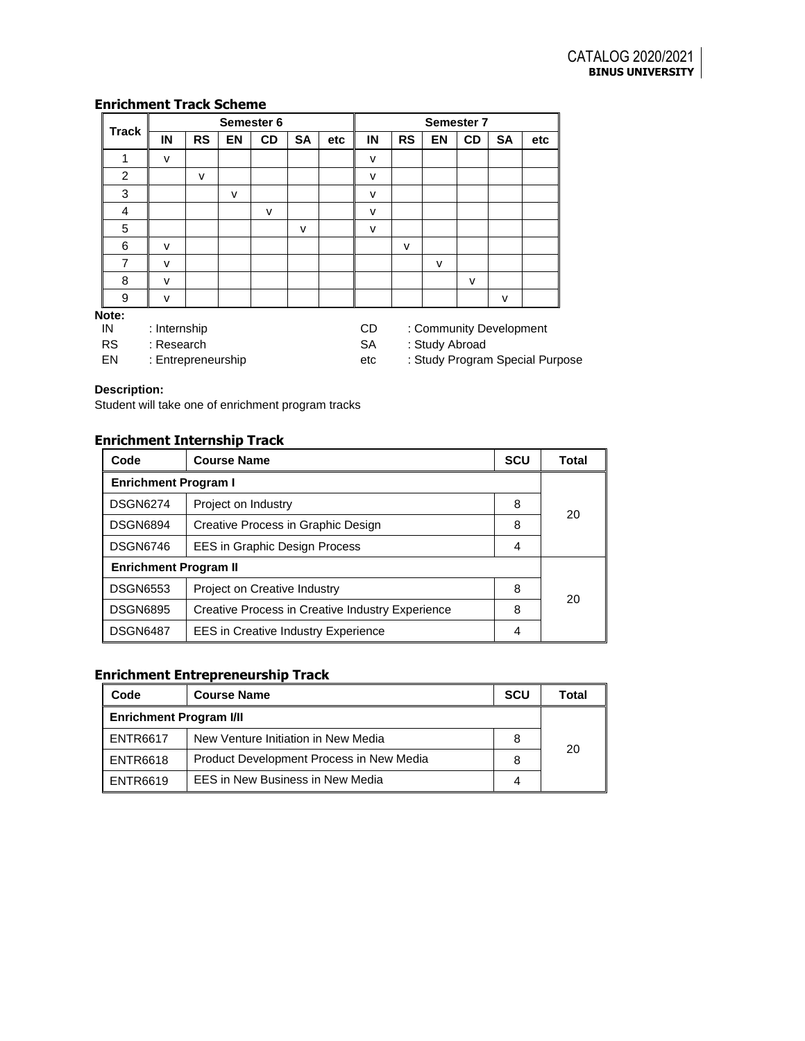## Enrichment Track Scheme

| Track | Semester 6 | | | | | | Semester 7 | | | | | |
|---|---|---|---|---|---|---|---|---|---|---|---|---|
| | IN | RS | EN | CD | SA | etc | IN | RS | EN | CD | SA | etc |
| 1 | v | | | | | | v | | | | | |
| 2 | | v | | | | | v | | | | | |
| 3 | | | v | | | | v | | | | | |
| 4 | | | | v | | | v | | | | | |
| 5 | | | | | v | | v | | | | | |
| 6 | v | | | | | | | v | | | | |
| 7 | v | | | | | | | | v | | | |
| 8 | v | | | | | | | | | v | | |
| 9 | v | | | | | | | | | | v | |

**Note:**

IN : Internship
RS : Research
EN : Entrepreneurship
CD : Community Development
SA : Study Abroad
etc : Study Program Special Purpose

**Description:**
Student will take one of enrichment program tracks

## Enrichment Internship Track

| Code | Course Name | SCU | Total |
|---|---|---|---|
| **Enrichment Program I** | | | 20 |
| DSGN6274 | Project on Industry | 8 | |
| DSGN6894 | Creative Process in Graphic Design | 8 | |
| DSGN6746 | EES in Graphic Design Process | 4 | |
| **Enrichment Program II** | | | 20 |
| DSGN6553 | Project on Creative Industry | 8 | |
| DSGN6895 | Creative Process in Creative Industry Experience | 8 | |
| DSGN6487 | EES in Creative Industry Experience | 4 | |

## Enrichment Entrepreneurship Track

| Code | Course Name | SCU | Total |
|---|---|---|---|
| **Enrichment Program I/II** | | | 20 |
| ENTR6617 | New Venture Initiation in New Media | 8 | |
| ENTR6618 | Product Development Process in New Media | 8 | |
| ENTR6619 | EES in New Business in New Media | 4 | |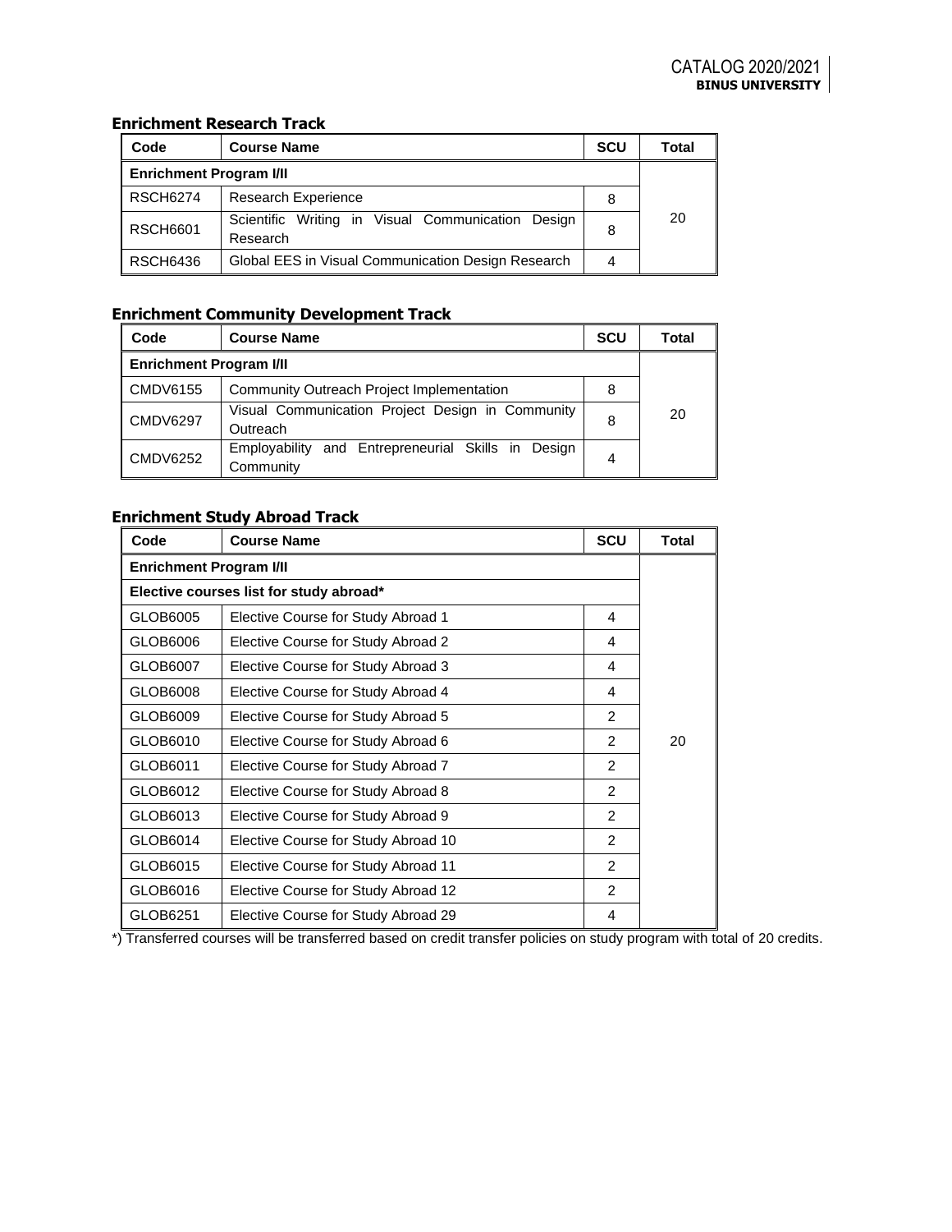### Enrichment Research Track

| Code | Course Name | SCU | Total |
|---|---|---|---|
| **Enrichment Program I/II** | | | 20 |
| RSCH6274 | Research Experience | 8 | |
| RSCH6601 | Scientific Writing in Visual Communication Design Research | 8 | |
| RSCH6436 | Global EES in Visual Communication Design Research | 4 | |

### Enrichment Community Development Track

| Code | Course Name | SCU | Total |
|---|---|---|---|
| **Enrichment Program I/II** | | | 20 |
| CMDV6155 | Community Outreach Project Implementation | 8 | |
| CMDV6297 | Visual Communication Project Design in Community Outreach | 8 | |
| CMDV6252 | Employability and Entrepreneurial Skills in Design Community | 4 | |

### Enrichment Study Abroad Track

| Code | Course Name | SCU | Total |
|---|---|---|---|
| **Enrichment Program I/II** | | | 20 |
| **Elective courses list for study abroad*** | | | |
| GLOB6005 | Elective Course for Study Abroad 1 | 4 | |
| GLOB6006 | Elective Course for Study Abroad 2 | 4 | |
| GLOB6007 | Elective Course for Study Abroad 3 | 4 | |
| GLOB6008 | Elective Course for Study Abroad 4 | 4 | |
| GLOB6009 | Elective Course for Study Abroad 5 | 2 | |
| GLOB6010 | Elective Course for Study Abroad 6 | 2 | |
| GLOB6011 | Elective Course for Study Abroad 7 | 2 | |
| GLOB6012 | Elective Course for Study Abroad 8 | 2 | |
| GLOB6013 | Elective Course for Study Abroad 9 | 2 | |
| GLOB6014 | Elective Course for Study Abroad 10 | 2 | |
| GLOB6015 | Elective Course for Study Abroad 11 | 2 | |
| GLOB6016 | Elective Course for Study Abroad 12 | 2 | |
| GLOB6251 | Elective Course for Study Abroad 29 | 4 | |

*) Transferred courses will be transferred based on credit transfer policies on study program with total of 20 credits.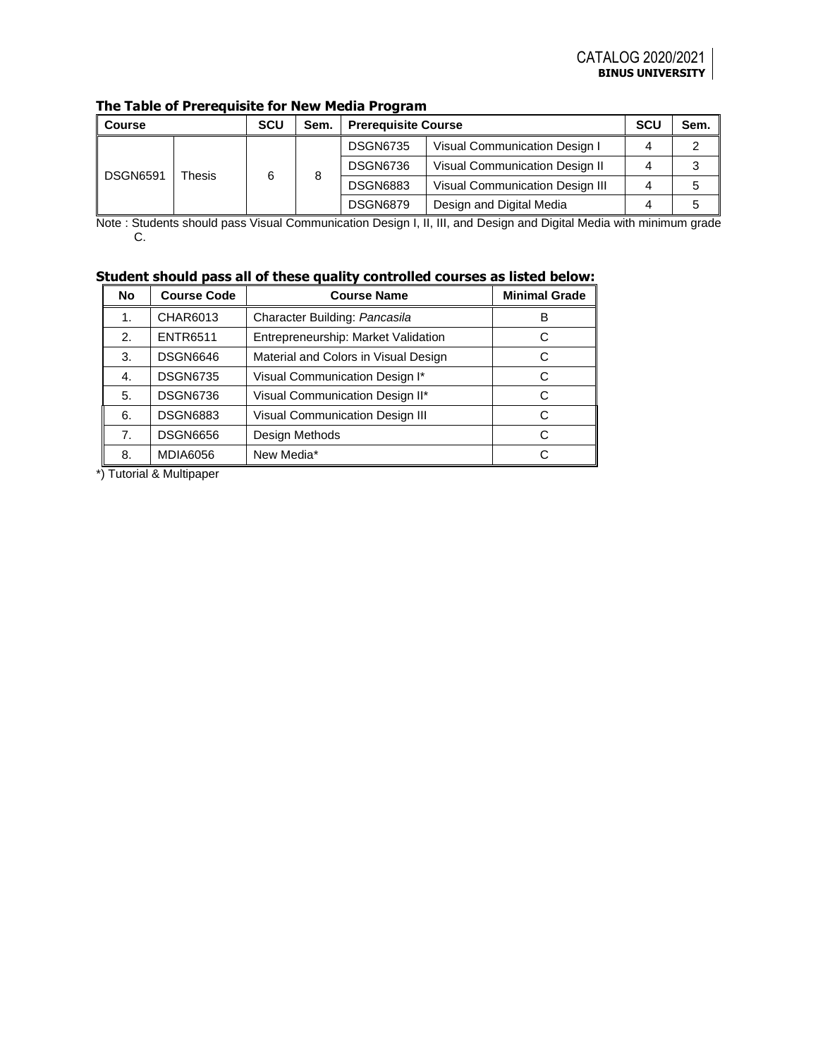### The Table of Prerequisite for New Media Program

| Course | | SCU | Sem. | Prerequisite Course | | SCU | Sem. |
|---|---|---|---|---|---|---|---|
| DSGN6591 | Thesis | 6 | 8 | DSGN6735 | Visual Communication Design I | 4 | 2 |
| | | | | DSGN6736 | Visual Communication Design II | 4 | 3 |
| | | | | DSGN6883 | Visual Communication Design III | 4 | 5 |
| | | | | DSGN6879 | Design and Digital Media | 4 | 5 |

Note : Students should pass Visual Communication Design I, II, III, and Design and Digital Media with minimum grade C.

### Student should pass all of these quality controlled courses as listed below:

| No | Course Code | Course Name | Minimal Grade |
|---|---|---|---|
| 1. | CHAR6013 | Character Building: *Pancasila* | B |
| 2. | ENTR6511 | Entrepreneurship: Market Validation | C |
| 3. | DSGN6646 | Material and Colors in Visual Design | C |
| 4. | DSGN6735 | Visual Communication Design I* | C |
| 5. | DSGN6736 | Visual Communication Design II* | C |
| 6. | DSGN6883 | Visual Communication Design III | C |
| 7. | DSGN6656 | Design Methods | C |
| 8. | MDIA6056 | New Media* | C |

*) Tutorial & Multipaper